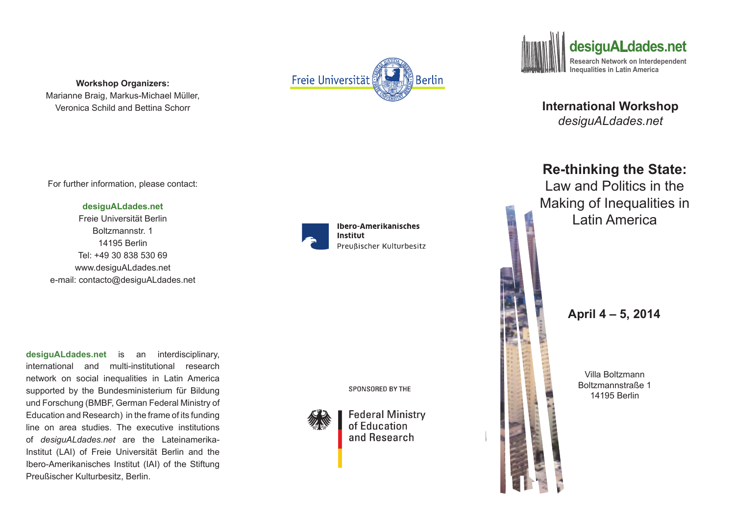**Workshop Organizers:**
Marianne Braig, Markus-Michael Müller,
Veronica Schild and Bettina Schorr

For further information, please contact:

**desiguALdades.net**
Freie Universität Berlin
Boltzmannstr. 1
14195 Berlin
Tel: +49 30 838 530 69
www.desiguALdades.net
e-mail: contacto@desiguALdades.net

**desiguALdades.net** is an interdisciplinary, international and multi-institutional research network on social inequalities in Latin America supported by the Bundesministerium für Bildung und Forschung (BMBF, German Federal Ministry of Education and Research) in the frame of its funding line on area studies. The executive institutions of *desiguALdades.net* are the Lateinamerika-Institut (LAI) of Freie Universität Berlin and the Ibero-Amerikanisches Institut (IAI) of the Stiftung Preußischer Kulturbesitz, Berlin.

Freie Universität Berlin

Ibero-Amerikanisches Institut
Preußischer Kulturbesitz

SPONSORED BY THE

Federal Ministry of Education and Research

**desiguALdades.net**
Research Network on Interdependent Inequalities in Latin America

## International Workshop
*desiguALdades.net*

# Re-thinking the State:
## Law and Politics in the Making of Inequalities in Latin America

**April 4 – 5, 2014**

Villa Boltzmann
Boltzmannstraße 1
14195 Berlin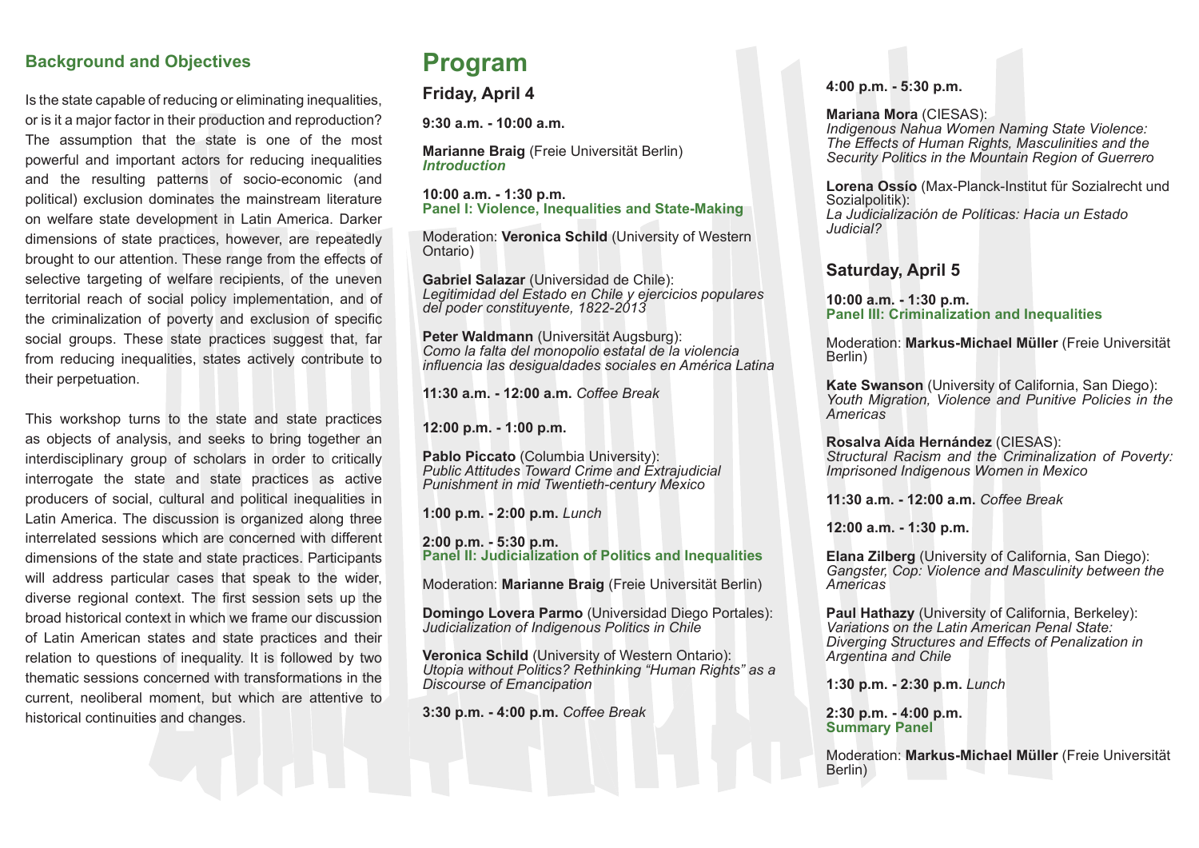## Background and Objectives

Is the state capable of reducing or eliminating inequalities, or is it a major factor in their production and reproduction? The assumption that the state is one of the most powerful and important actors for reducing inequalities and the resulting patterns of socio-economic (and political) exclusion dominates the mainstream literature on welfare state development in Latin America. Darker dimensions of state practices, however, are repeatedly brought to our attention. These range from the effects of selective targeting of welfare recipients, of the uneven territorial reach of social policy implementation, and of the criminalization of poverty and exclusion of specific social groups. These state practices suggest that, far from reducing inequalities, states actively contribute to their perpetuation.

This workshop turns to the state and state practices as objects of analysis, and seeks to bring together an interdisciplinary group of scholars in order to critically interrogate the state and state practices as active producers of social, cultural and political inequalities in Latin America. The discussion is organized along three interrelated sessions which are concerned with different dimensions of the state and state practices. Participants will address particular cases that speak to the wider, diverse regional context. The first session sets up the broad historical context in which we frame our discussion of Latin American states and state practices and their relation to questions of inequality. It is followed by two thematic sessions concerned with transformations in the current, neoliberal moment, but which are attentive to historical continuities and changes.

# Program

### Friday, April 4

**9:30 a.m. - 10:00 a.m.**

**Marianne Braig** (Freie Universität Berlin)
***Introduction***

**10:00 a.m. - 1:30 p.m.**
**Panel I: Violence, Inequalities and State-Making**

Moderation: **Veronica Schild** (University of Western Ontario)

**Gabriel Salazar** (Universidad de Chile):
*Legitimidad del Estado en Chile y ejercicios populares del poder constituyente, 1822-2013*

**Peter Waldmann** (Universität Augsburg):
*Como la falta del monopolio estatal de la violencia influencia las desigualdades sociales en América Latina*

**11:30 a.m. - 12:00 a.m.** *Coffee Break*

**12:00 p.m. - 1:00 p.m.**

**Pablo Piccato** (Columbia University):
*Public Attitudes Toward Crime and Extrajudicial Punishment in mid Twentieth-century Mexico*

**1:00 p.m. - 2:00 p.m.** *Lunch*

**2:00 p.m. - 5:30 p.m.**
**Panel II: Judicialization of Politics and Inequalities**

Moderation: **Marianne Braig** (Freie Universität Berlin)

**Domingo Lovera Parmo** (Universidad Diego Portales):
*Judicialization of Indigenous Politics in Chile*

**Veronica Schild** (University of Western Ontario):
*Utopia without Politics? Rethinking "Human Rights" as a Discourse of Emancipation*

**3:30 p.m. - 4:00 p.m.** *Coffee Break*

**4:00 p.m. - 5:30 p.m.**

**Mariana Mora** (CIESAS):
*Indigenous Nahua Women Naming State Violence: The Effects of Human Rights, Masculinities and the Security Politics in the Mountain Region of Guerrero*

**Lorena Ossío** (Max-Planck-Institut für Sozialrecht und Sozialpolitik):
*La Judicialización de Políticas: Hacia un Estado Judicial?*

### Saturday, April 5

**10:00 a.m. - 1:30 p.m.**
**Panel III: Criminalization and Inequalities**

Moderation: **Markus-Michael Müller** (Freie Universität Berlin)

**Kate Swanson** (University of California, San Diego):
*Youth Migration, Violence and Punitive Policies in the Americas*

**Rosalva Aída Hernández** (CIESAS):
*Structural Racism and the Criminalization of Poverty: Imprisoned Indigenous Women in Mexico*

**11:30 a.m. - 12:00 a.m.** *Coffee Break*

**12:00 a.m. - 1:30 p.m.**

**Elana Zilberg** (University of California, San Diego):
*Gangster, Cop: Violence and Masculinity between the Americas*

**Paul Hathazy** (University of California, Berkeley):
*Variations on the Latin American Penal State: Diverging Structures and Effects of Penalization in Argentina and Chile*

**1:30 p.m. - 2:30 p.m.** *Lunch*

**2:30 p.m. - 4:00 p.m.**
**Summary Panel**

Moderation: **Markus-Michael Müller** (Freie Universität Berlin)